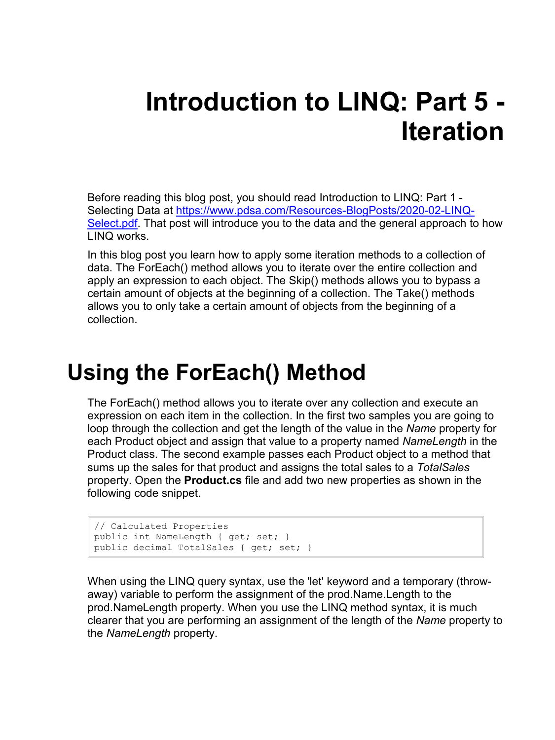# Introduction to LINQ: Part 5 - Iteration

Before reading this blog post, you should read Introduction to LINQ: Part 1 - Selecting Data at [https://www.pdsa.com/Resources-BlogPosts/2020-02-LINQ-Select.pdf](https://www.pdsa.com/Resources-BlogPosts/2020-02-LINQ-Select.pdf). That post will introduce you to the data and the general approach to how LINQ works.

In this blog post you learn how to apply some iteration methods to a collection of data. The ForEach() method allows you to iterate over the entire collection and apply an expression to each object. The Skip() methods allows you to bypass a certain amount of objects at the beginning of a collection. The Take() methods allows you to only take a certain amount of objects from the beginning of a collection.

# Using the ForEach() Method

The ForEach() method allows you to iterate over any collection and execute an expression on each item in the collection. In the first two samples you are going to loop through the collection and get the length of the value in the *Name* property for each Product object and assign that value to a property named *NameLength* in the Product class. The second example passes each Product object to a method that sums up the sales for that product and assigns the total sales to a *TotalSales* property. Open the **Product.cs** file and add two new properties as shown in the following code snippet.

```
// Calculated Properties
public int NameLength { get; set; }
public decimal TotalSales { get; set; }
```

When using the LINQ query syntax, use the 'let' keyword and a temporary (throw-away) variable to perform the assignment of the prod.Name.Length to the prod.NameLength property. When you use the LINQ method syntax, it is much clearer that you are performing an assignment of the length of the *Name* property to the *NameLength* property.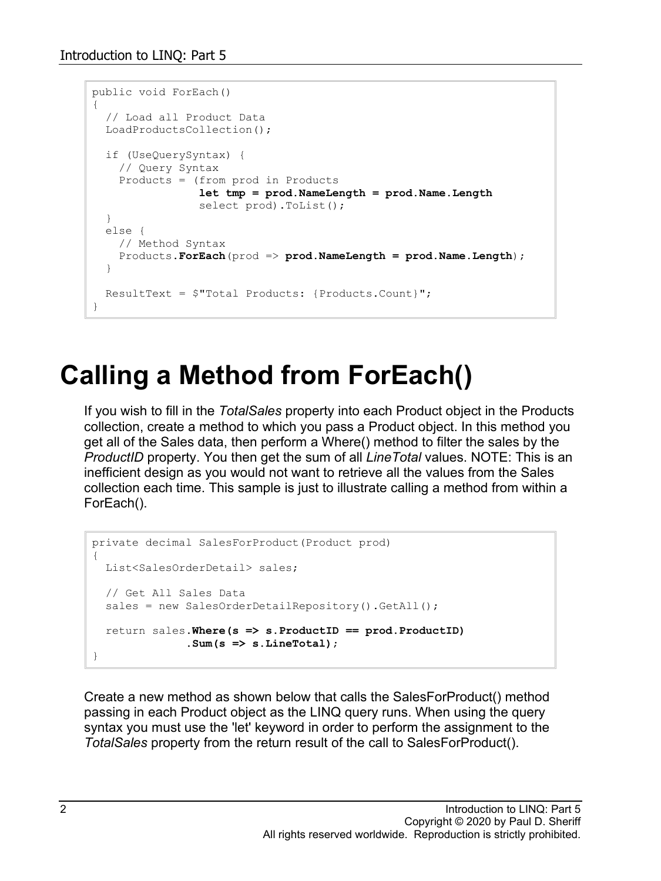```
public void ForEach()
{
  // Load all Product Data
  LoadProductsCollection();

  if (UseQuerySyntax) {
    // Query Syntax
    Products = (from prod in Products
                let tmp = prod.NameLength = prod.Name.Length
                select prod).ToList();
  }
  else {
    // Method Syntax
    Products.ForEach(prod => prod.NameLength = prod.Name.Length);
  }

  ResultText = $"Total Products: {Products.Count}";
}
```

# Calling a Method from ForEach()

If you wish to fill in the *TotalSales* property into each Product object in the Products collection, create a method to which you pass a Product object. In this method you get all of the Sales data, then perform a Where() method to filter the sales by the *ProductID* property. You then get the sum of all *LineTotal* values. NOTE: This is an inefficient design as you would not want to retrieve all the values from the Sales collection each time. This sample is just to illustrate calling a method from within a ForEach().

```
private decimal SalesForProduct(Product prod)
{
  List<SalesOrderDetail> sales;

  // Get All Sales Data
  sales = new SalesOrderDetailRepository().GetAll();

  return sales.Where(s => s.ProductID == prod.ProductID)
              .Sum(s => s.LineTotal);
}
```

Create a new method as shown below that calls the SalesForProduct() method passing in each Product object as the LINQ query runs. When using the query syntax you must use the 'let' keyword in order to perform the assignment to the *TotalSales* property from the return result of the call to SalesForProduct().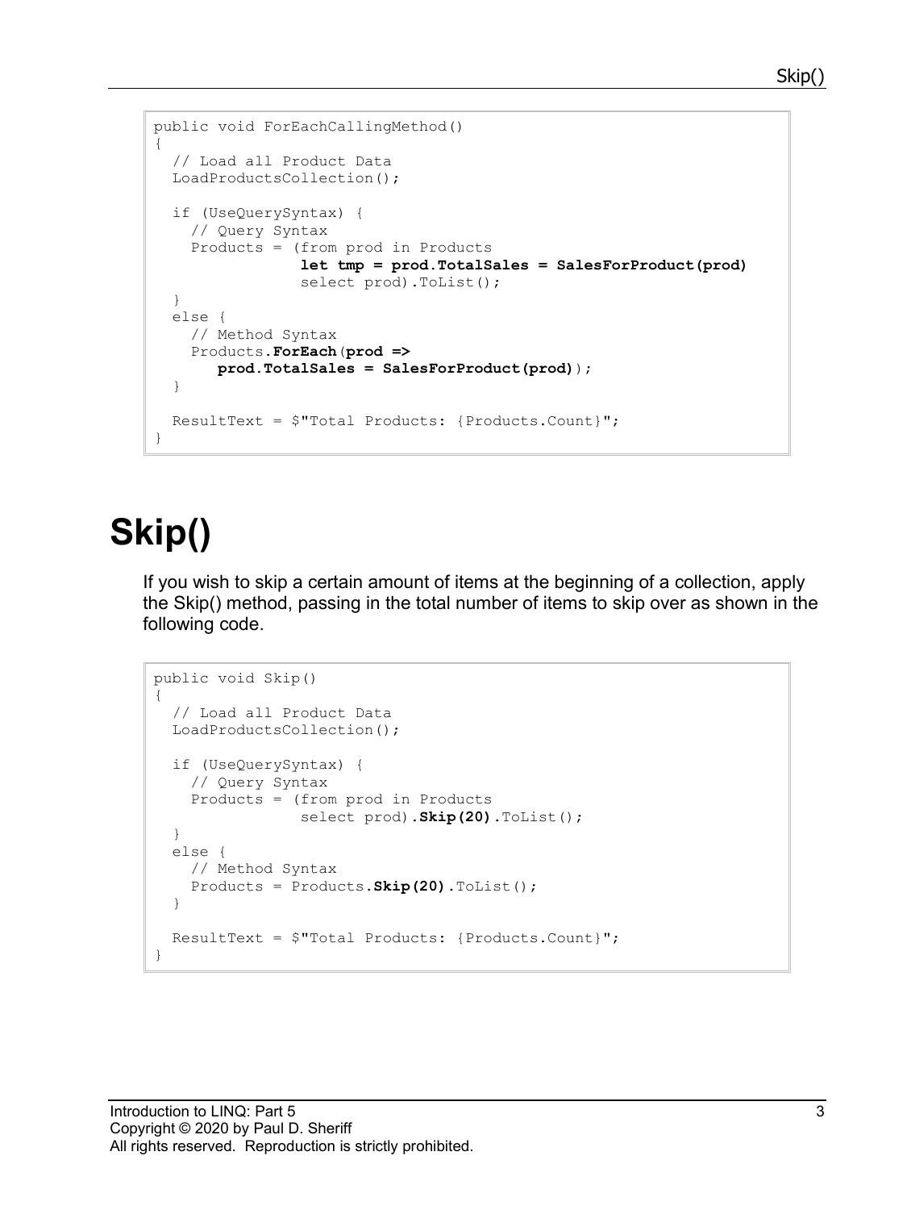```
public void ForEachCallingMethod()
{
  // Load all Product Data
  LoadProductsCollection();

  if (UseQuerySyntax) {
    // Query Syntax
    Products = (from prod in Products
                let tmp = prod.TotalSales = SalesForProduct(prod)
                select prod).ToList();
  }
  else {
    // Method Syntax
    Products.ForEach(prod =>
       prod.TotalSales = SalesForProduct(prod));
  }

  ResultText = $"Total Products: {Products.Count}";
}
```

# Skip()

If you wish to skip a certain amount of items at the beginning of a collection, apply the Skip() method, passing in the total number of items to skip over as shown in the following code.

```
public void Skip()
{
  // Load all Product Data
  LoadProductsCollection();

  if (UseQuerySyntax) {
    // Query Syntax
    Products = (from prod in Products
                select prod).Skip(20).ToList();
  }
  else {
    // Method Syntax
    Products = Products.Skip(20).ToList();
  }

  ResultText = $"Total Products: {Products.Count}";
}
```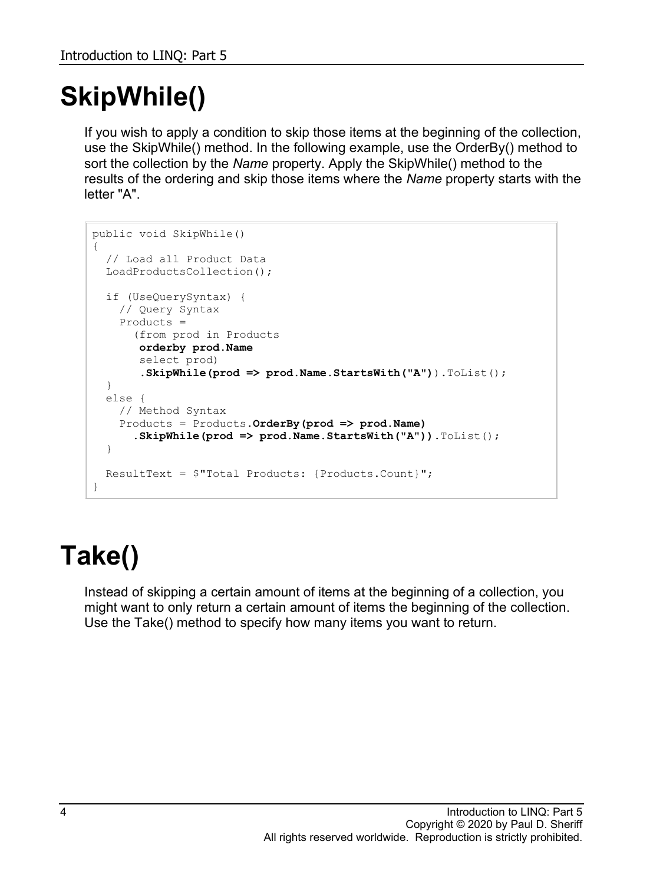# SkipWhile()

If you wish to apply a condition to skip those items at the beginning of the collection, use the SkipWhile() method. In the following example, use the OrderBy() method to sort the collection by the *Name* property. Apply the SkipWhile() method to the results of the ordering and skip those items where the *Name* property starts with the letter "A".

```
public void SkipWhile()
{
  // Load all Product Data
  LoadProductsCollection();

  if (UseQuerySyntax) {
    // Query Syntax
    Products =
      (from prod in Products
       orderby prod.Name
       select prod)
       .SkipWhile(prod => prod.Name.StartsWith("A")).ToList();
  }
  else {
    // Method Syntax
    Products = Products.OrderBy(prod => prod.Name)
      .SkipWhile(prod => prod.Name.StartsWith("A")).ToList();
  }

  ResultText = $"Total Products: {Products.Count}";
}
```

# Take()

Instead of skipping a certain amount of items at the beginning of a collection, you might want to only return a certain amount of items the beginning of the collection. Use the Take() method to specify how many items you want to return.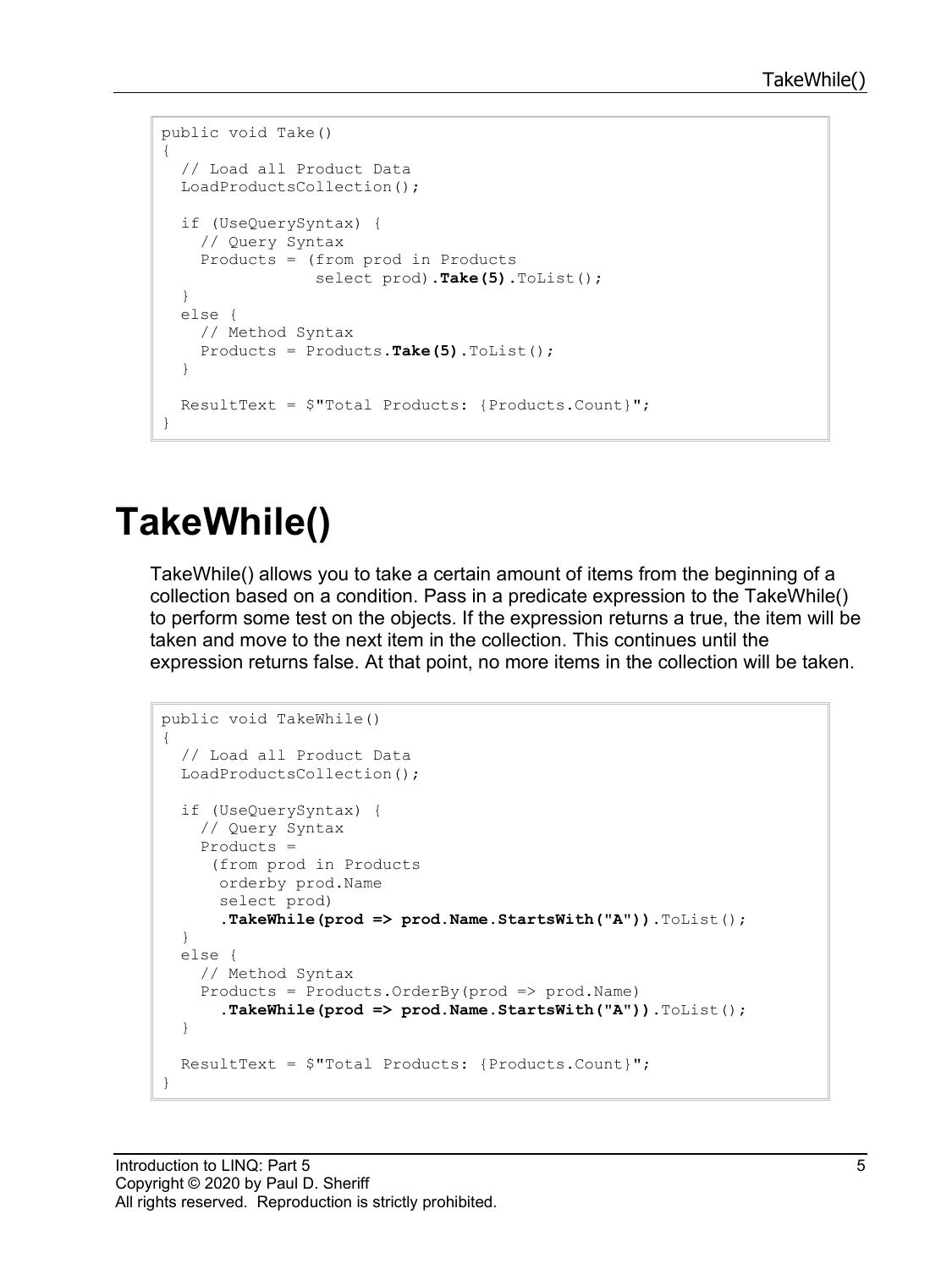```
public void Take()
{
  // Load all Product Data
  LoadProductsCollection();

  if (UseQuerySyntax) {
    // Query Syntax
    Products = (from prod in Products
                select prod).Take(5).ToList();
  }
  else {
    // Method Syntax
    Products = Products.Take(5).ToList();
  }

  ResultText = $"Total Products: {Products.Count}";
}
```

# TakeWhile()

TakeWhile() allows you to take a certain amount of items from the beginning of a collection based on a condition. Pass in a predicate expression to the TakeWhile() to perform some test on the objects. If the expression returns a true, the item will be taken and move to the next item in the collection. This continues until the expression returns false. At that point, no more items in the collection will be taken.

```
public void TakeWhile()
{
  // Load all Product Data
  LoadProductsCollection();

  if (UseQuerySyntax) {
    // Query Syntax
    Products =
     (from prod in Products
      orderby prod.Name
      select prod)
      .TakeWhile(prod => prod.Name.StartsWith("A")).ToList();
  }
  else {
    // Method Syntax
    Products = Products.OrderBy(prod => prod.Name)
      .TakeWhile(prod => prod.Name.StartsWith("A")).ToList();
  }

  ResultText = $"Total Products: {Products.Count}";
}
```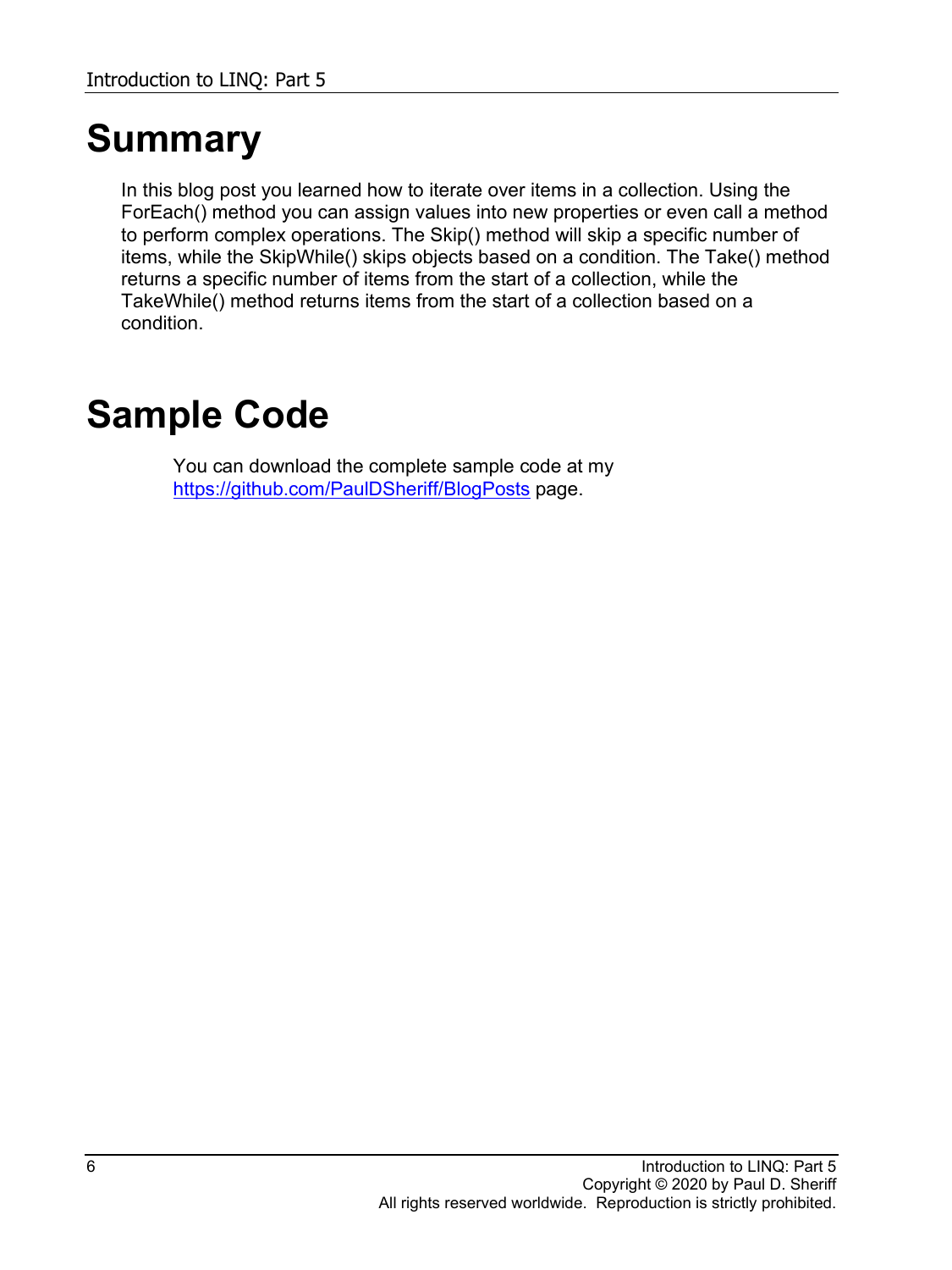# Summary

In this blog post you learned how to iterate over items in a collection. Using the ForEach() method you can assign values into new properties or even call a method to perform complex operations. The Skip() method will skip a specific number of items, while the SkipWhile() skips objects based on a condition. The Take() method returns a specific number of items from the start of a collection, while the TakeWhile() method returns items from the start of a collection based on a condition.

# Sample Code

You can download the complete sample code at my https://github.com/PaulDSheriff/BlogPosts page.